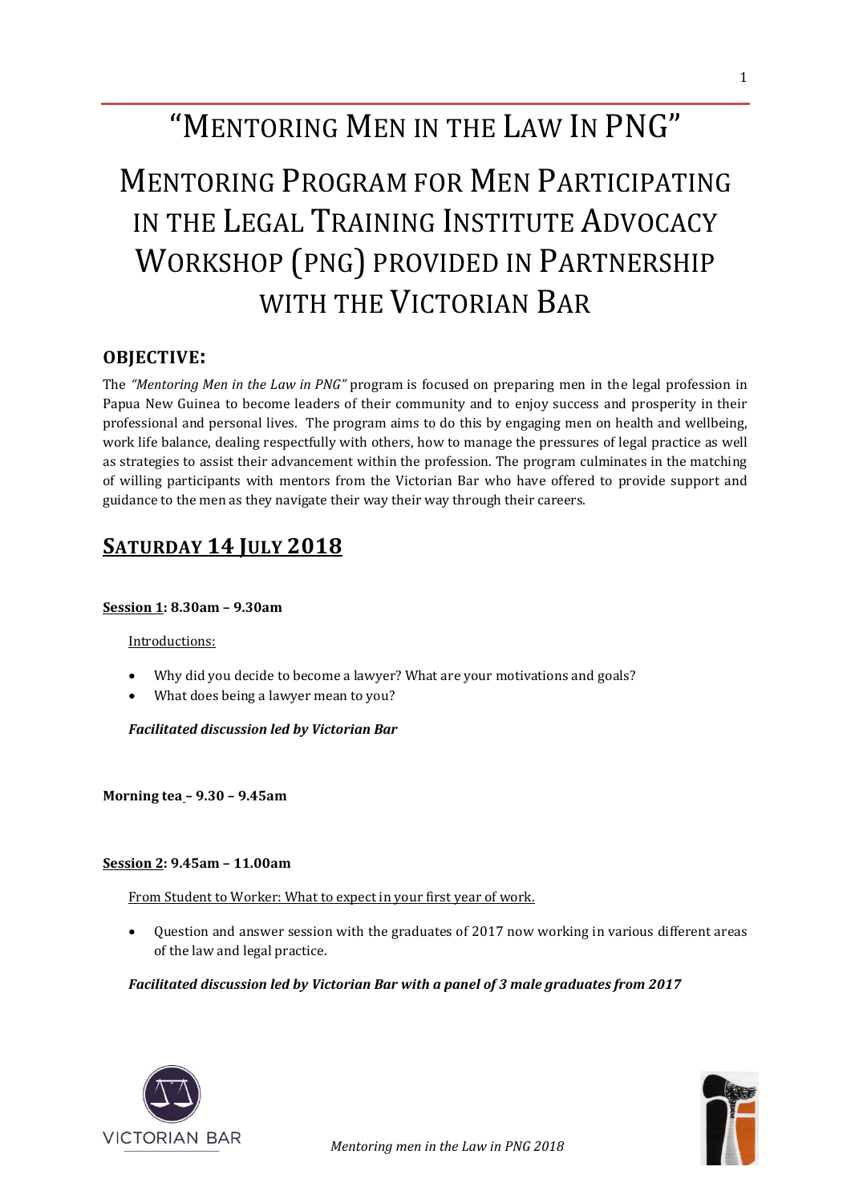# "Mentoring Men in the Law In PNG"

# Mentoring Program for Men Participating in the Legal Training Institute Advocacy Workshop (PNG) provided in Partnership with the Victorian Bar

## OBJECTIVE:

The *"Mentoring Men in the Law in PNG"* program is focused on preparing men in the legal profession in Papua New Guinea to become leaders of their community and to enjoy success and prosperity in their professional and personal lives. The program aims to do this by engaging men on health and wellbeing, work life balance, dealing respectfully with others, how to manage the pressures of legal practice as well as strategies to assist their advancement within the profession. The program culminates in the matching of willing participants with mentors from the Victorian Bar who have offered to provide support and guidance to the men as they navigate their way their way through their careers.

## SATURDAY 14 JULY 2018

**Session 1: 8.30am – 9.30am**

Introductions:

- Why did you decide to become a lawyer? What are your motivations and goals?
- What does being a lawyer mean to you?

***Facilitated discussion led by Victorian Bar***

**Morning tea – 9.30 – 9.45am**

**Session 2: 9.45am – 11.00am**

From Student to Worker: What to expect in your first year of work.

- Question and answer session with the graduates of 2017 now working in various different areas of the law and legal practice.

***Facilitated discussion led by Victorian Bar with a panel of 3 male graduates from 2017***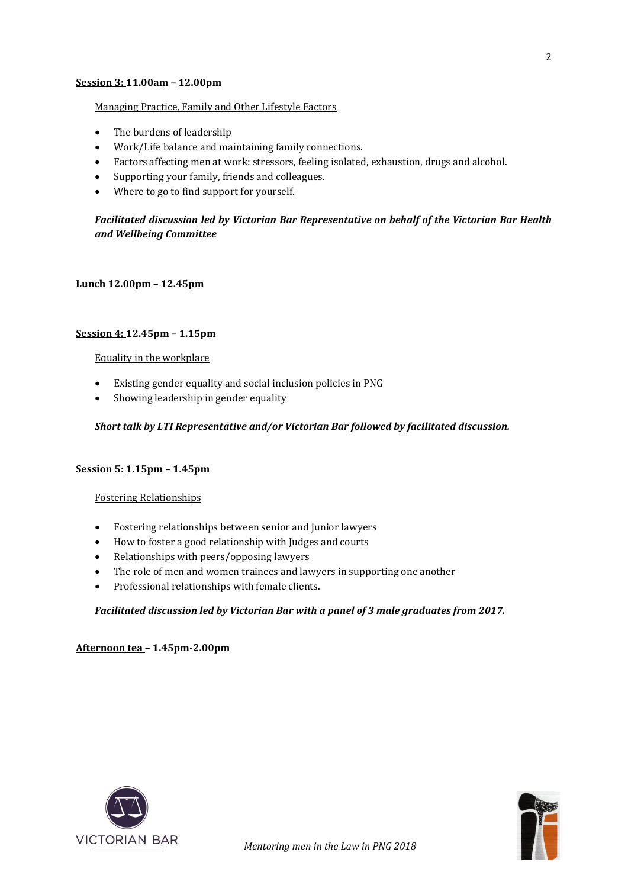**<u>Session 3:</u> 11.00am – 12.00pm**

<u>Managing Practice, Family and Other Lifestyle Factors</u>

- The burdens of leadership
- Work/Life balance and maintaining family connections.
- Factors affecting men at work: stressors, feeling isolated, exhaustion, drugs and alcohol.
- Supporting your family, friends and colleagues.
- Where to go to find support for yourself.

***Facilitated discussion led by Victorian Bar Representative on behalf of the Victorian Bar Health and Wellbeing Committee***

**Lunch 12.00pm – 12.45pm**

**<u>Session 4:</u> 12.45pm – 1.15pm**

<u>Equality in the workplace</u>

- Existing gender equality and social inclusion policies in PNG
- Showing leadership in gender equality

***Short talk by LTI Representative and/or Victorian Bar followed by facilitated discussion.***

**<u>Session 5:</u> 1.15pm – 1.45pm**

<u>Fostering Relationships</u>

- Fostering relationships between senior and junior lawyers
- How to foster a good relationship with Judges and courts
- Relationships with peers/opposing lawyers
- The role of men and women trainees and lawyers in supporting one another
- Professional relationships with female clients.

***Facilitated discussion led by Victorian Bar with a panel of 3 male graduates from 2017.***

**<u>Afternoon tea</u> – 1.45pm-2.00pm**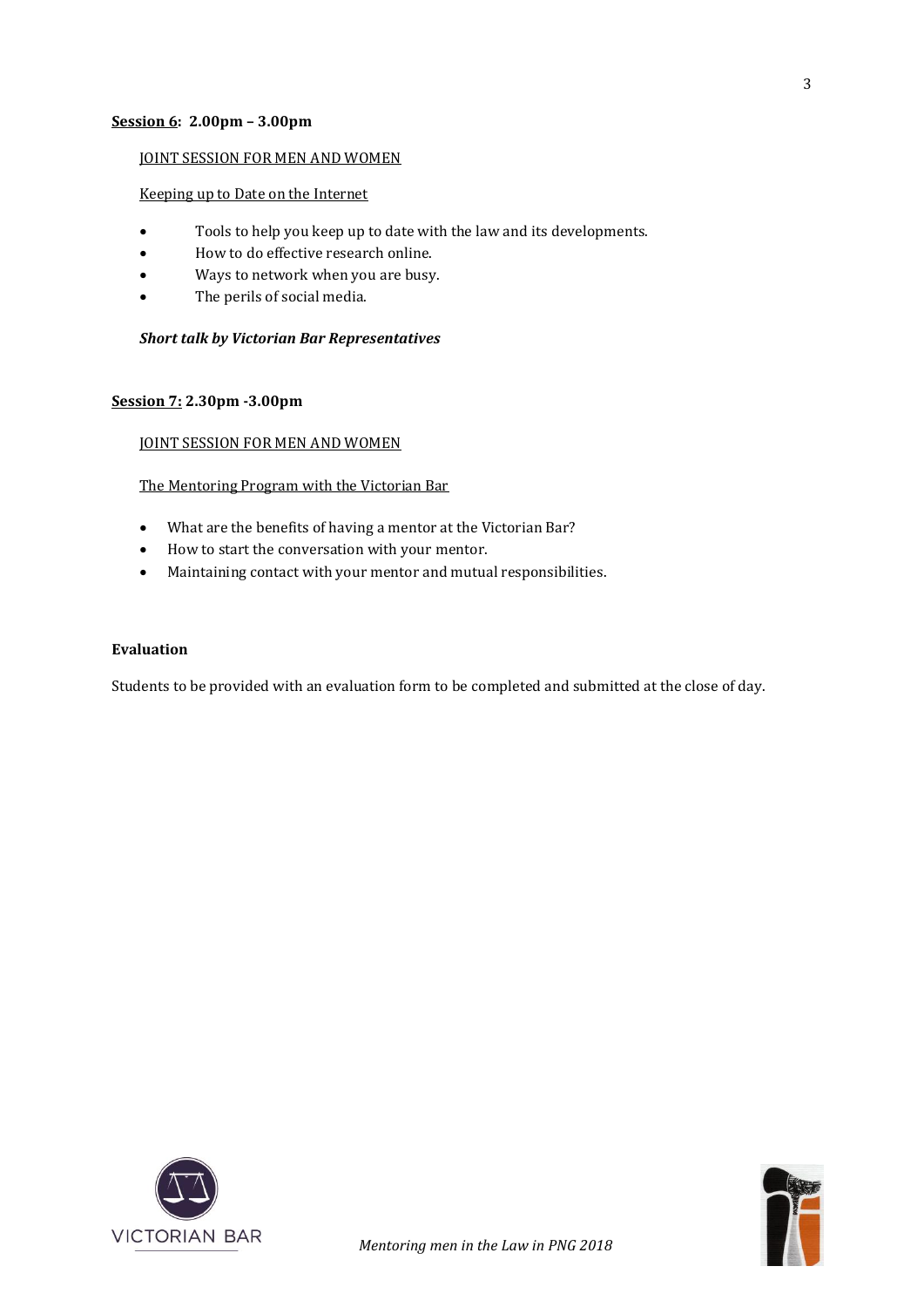**<u>Session 6</u>: 2.00pm – 3.00pm**

<u>JOINT SESSION FOR MEN AND WOMEN</u>

<u>Keeping up to Date on the Internet</u>

- Tools to help you keep up to date with the law and its developments.
- How to do effective research online.
- Ways to network when you are busy.
- The perils of social media.

***Short talk by Victorian Bar Representatives***

**<u>Session 7:</u> 2.30pm -3.00pm**

<u>JOINT SESSION FOR MEN AND WOMEN</u>

<u>The Mentoring Program with the Victorian Bar</u>

- What are the benefits of having a mentor at the Victorian Bar?
- How to start the conversation with your mentor.
- Maintaining contact with your mentor and mutual responsibilities.

**Evaluation**

Students to be provided with an evaluation form to be completed and submitted at the close of day.